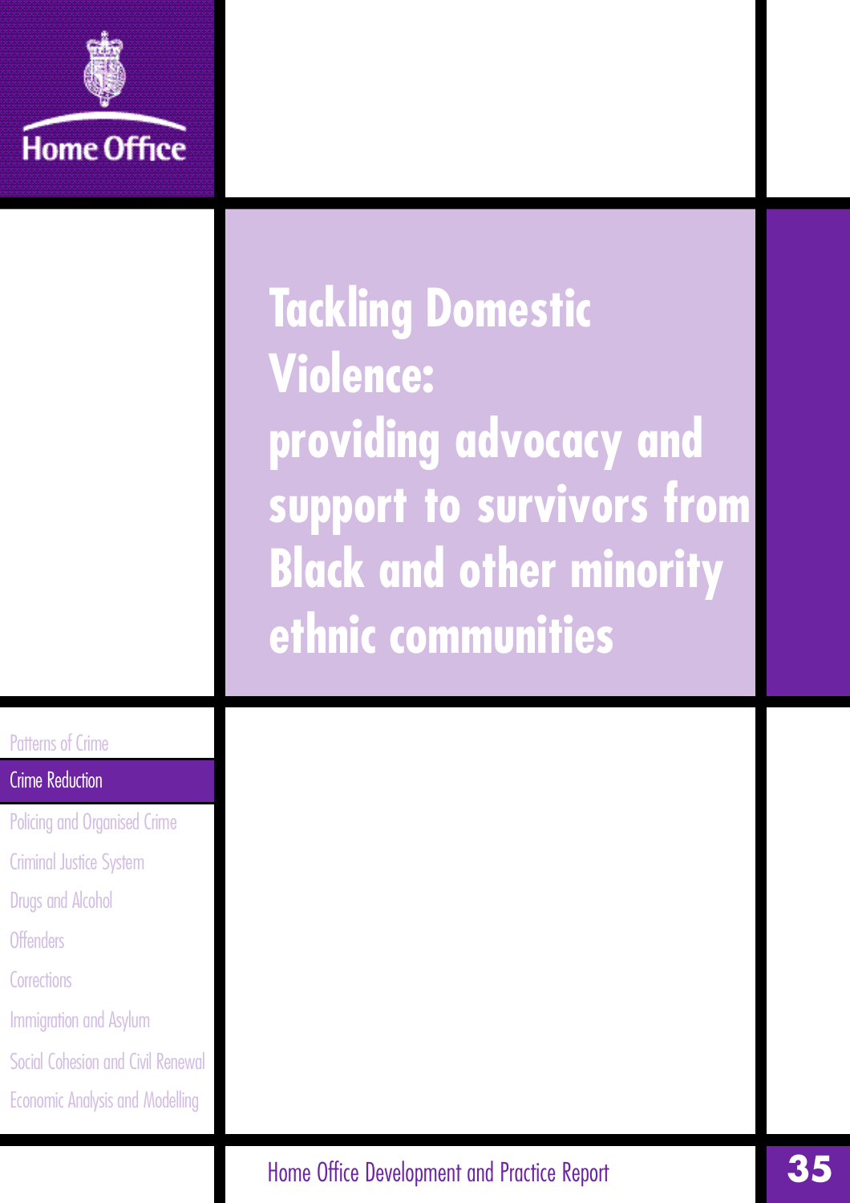Home Office

# Tackling Domestic Violence: providing advocacy and support to survivors from Black and other minority ethnic communities

Patterns of Crime

**Crime Reduction**

Policing and Organised Crime

Criminal Justice System

Drugs and Alcohol

Offenders

Corrections

Immigration and Asylum

Social Cohesion and Civil Renewal

Economic Analysis and Modelling

Home Office Development and Practice Report 35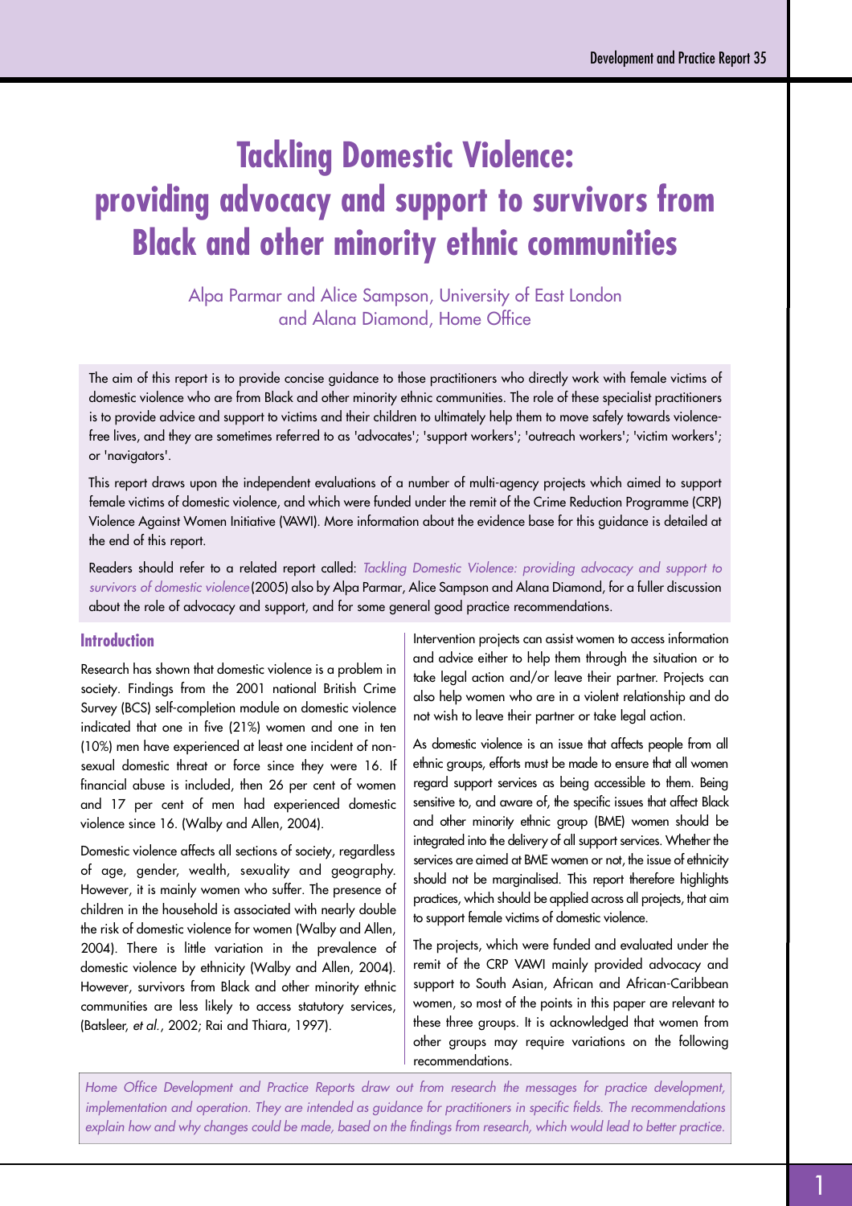# Tackling Domestic Violence: providing advocacy and support to survivors from Black and other minority ethnic communities

Alpa Parmar and Alice Sampson, University of East London and Alana Diamond, Home Office

The aim of this report is to provide concise guidance to those practitioners who directly work with female victims of domestic violence who are from Black and other minority ethnic communities. The role of these specialist practitioners is to provide advice and support to victims and their children to ultimately help them to move safely towards violence-free lives, and they are sometimes referred to as 'advocates'; 'support workers'; 'outreach workers'; 'victim workers'; or 'navigators'.

This report draws upon the independent evaluations of a number of multi-agency projects which aimed to support female victims of domestic violence, and which were funded under the remit of the Crime Reduction Programme (CRP) Violence Against Women Initiative (VAWI). More information about the evidence base for this guidance is detailed at the end of this report.

Readers should refer to a related report called: *Tackling Domestic Violence: providing advocacy and support to survivors of domestic violence* (2005) also by Alpa Parmar, Alice Sampson and Alana Diamond, for a fuller discussion about the role of advocacy and support, and for some general good practice recommendations.

## Introduction

Research has shown that domestic violence is a problem in society. Findings from the 2001 national British Crime Survey (BCS) self-completion module on domestic violence indicated that one in five (21%) women and one in ten (10%) men have experienced at least one incident of non-sexual domestic threat or force since they were 16. If financial abuse is included, then 26 per cent of women and 17 per cent of men had experienced domestic violence since 16. (Walby and Allen, 2004).

Domestic violence affects all sections of society, regardless of age, gender, wealth, sexuality and geography. However, it is mainly women who suffer. The presence of children in the household is associated with nearly double the risk of domestic violence for women (Walby and Allen, 2004). There is little variation in the prevalence of domestic violence by ethnicity (Walby and Allen, 2004). However, survivors from Black and other minority ethnic communities are less likely to access statutory services, (Batsleer, *et al.*, 2002; Rai and Thiara, 1997).

Intervention projects can assist women to access information and advice either to help them through the situation or to take legal action and/or leave their partner. Projects can also help women who are in a violent relationship and do not wish to leave their partner or take legal action.

As domestic violence is an issue that affects people from all ethnic groups, efforts must be made to ensure that all women regard support services as being accessible to them. Being sensitive to, and aware of, the specific issues that affect Black and other minority ethnic group (BME) women should be integrated into the delivery of all support services. Whether the services are aimed at BME women or not, the issue of ethnicity should not be marginalised. This report therefore highlights practices, which should be applied across all projects, that aim to support female victims of domestic violence.

The projects, which were funded and evaluated under the remit of the CRP VAWI mainly provided advocacy and support to South Asian, African and African-Caribbean women, so most of the points in this paper are relevant to these three groups. It is acknowledged that women from other groups may require variations on the following recommendations.

*Home Office Development and Practice Reports draw out from research the messages for practice development, implementation and operation. They are intended as guidance for practitioners in specific fields. The recommendations explain how and why changes could be made, based on the findings from research, which would lead to better practice.*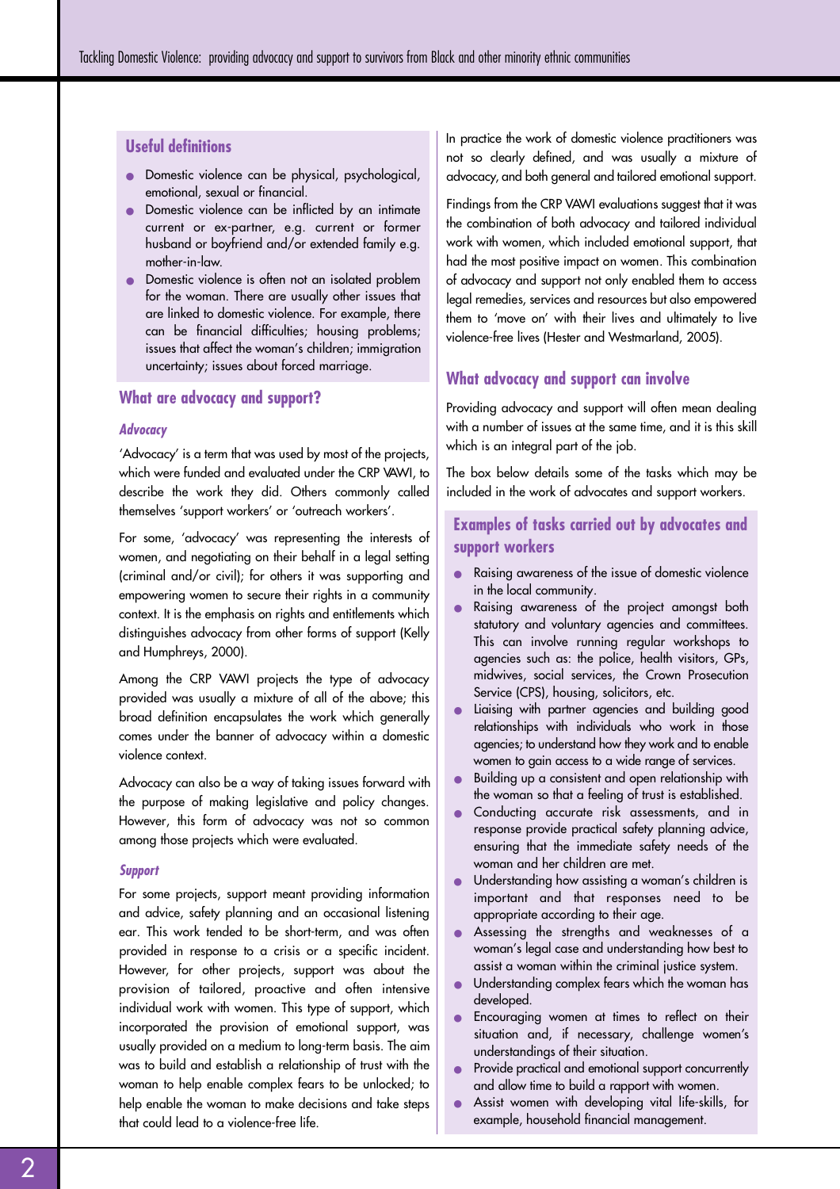## Useful definitions

- Domestic violence can be physical, psychological, emotional, sexual or financial.
- Domestic violence can be inflicted by an intimate current or ex-partner, e.g. current or former husband or boyfriend and/or extended family e.g. mother-in-law.
- Domestic violence is often not an isolated problem for the woman. There are usually other issues that are linked to domestic violence. For example, there can be financial difficulties; housing problems; issues that affect the woman's children; immigration uncertainty; issues about forced marriage.

## What are advocacy and support?

### *Advocacy*

'Advocacy' is a term that was used by most of the projects, which were funded and evaluated under the CRP VAWI, to describe the work they did. Others commonly called themselves 'support workers' or 'outreach workers'.

For some, 'advocacy' was representing the interests of women, and negotiating on their behalf in a legal setting (criminal and/or civil); for others it was supporting and empowering women to secure their rights in a community context. It is the emphasis on rights and entitlements which distinguishes advocacy from other forms of support (Kelly and Humphreys, 2000).

Among the CRP VAWI projects the type of advocacy provided was usually a mixture of all of the above; this broad definition encapsulates the work which generally comes under the banner of advocacy within a domestic violence context.

Advocacy can also be a way of taking issues forward with the purpose of making legislative and policy changes. However, this form of advocacy was not so common among those projects which were evaluated.

### *Support*

For some projects, support meant providing information and advice, safety planning and an occasional listening ear. This work tended to be short-term, and was often provided in response to a crisis or a specific incident. However, for other projects, support was about the provision of tailored, proactive and often intensive individual work with women. This type of support, which incorporated the provision of emotional support, was usually provided on a medium to long-term basis. The aim was to build and establish a relationship of trust with the woman to help enable complex fears to be unlocked; to help enable the woman to make decisions and take steps that could lead to a violence-free life.

In practice the work of domestic violence practitioners was not so clearly defined, and was usually a mixture of advocacy, and both general and tailored emotional support.

Findings from the CRP VAWI evaluations suggest that it was the combination of both advocacy and tailored individual work with women, which included emotional support, that had the most positive impact on women. This combination of advocacy and support not only enabled them to access legal remedies, services and resources but also empowered them to 'move on' with their lives and ultimately to live violence-free lives (Hester and Westmarland, 2005).

## What advocacy and support can involve

Providing advocacy and support will often mean dealing with a number of issues at the same time, and it is this skill which is an integral part of the job.

The box below details some of the tasks which may be included in the work of advocates and support workers.

### Examples of tasks carried out by advocates and support workers

- Raising awareness of the issue of domestic violence in the local community.
- Raising awareness of the project amongst both statutory and voluntary agencies and committees. This can involve running regular workshops to agencies such as: the police, health visitors, GPs, midwives, social services, the Crown Prosecution Service (CPS), housing, solicitors, etc.
- Liaising with partner agencies and building good relationships with individuals who work in those agencies; to understand how they work and to enable women to gain access to a wide range of services.
- Building up a consistent and open relationship with the woman so that a feeling of trust is established.
- Conducting accurate risk assessments, and in response provide practical safety planning advice, ensuring that the immediate safety needs of the woman and her children are met.
- Understanding how assisting a woman's children is important and that responses need to be appropriate according to their age.
- Assessing the strengths and weaknesses of a woman's legal case and understanding how best to assist a woman within the criminal justice system.
- Understanding complex fears which the woman has developed.
- Encouraging women at times to reflect on their situation and, if necessary, challenge women's understandings of their situation.
- Provide practical and emotional support concurrently and allow time to build a rapport with women.
- Assist women with developing vital life-skills, for example, household financial management.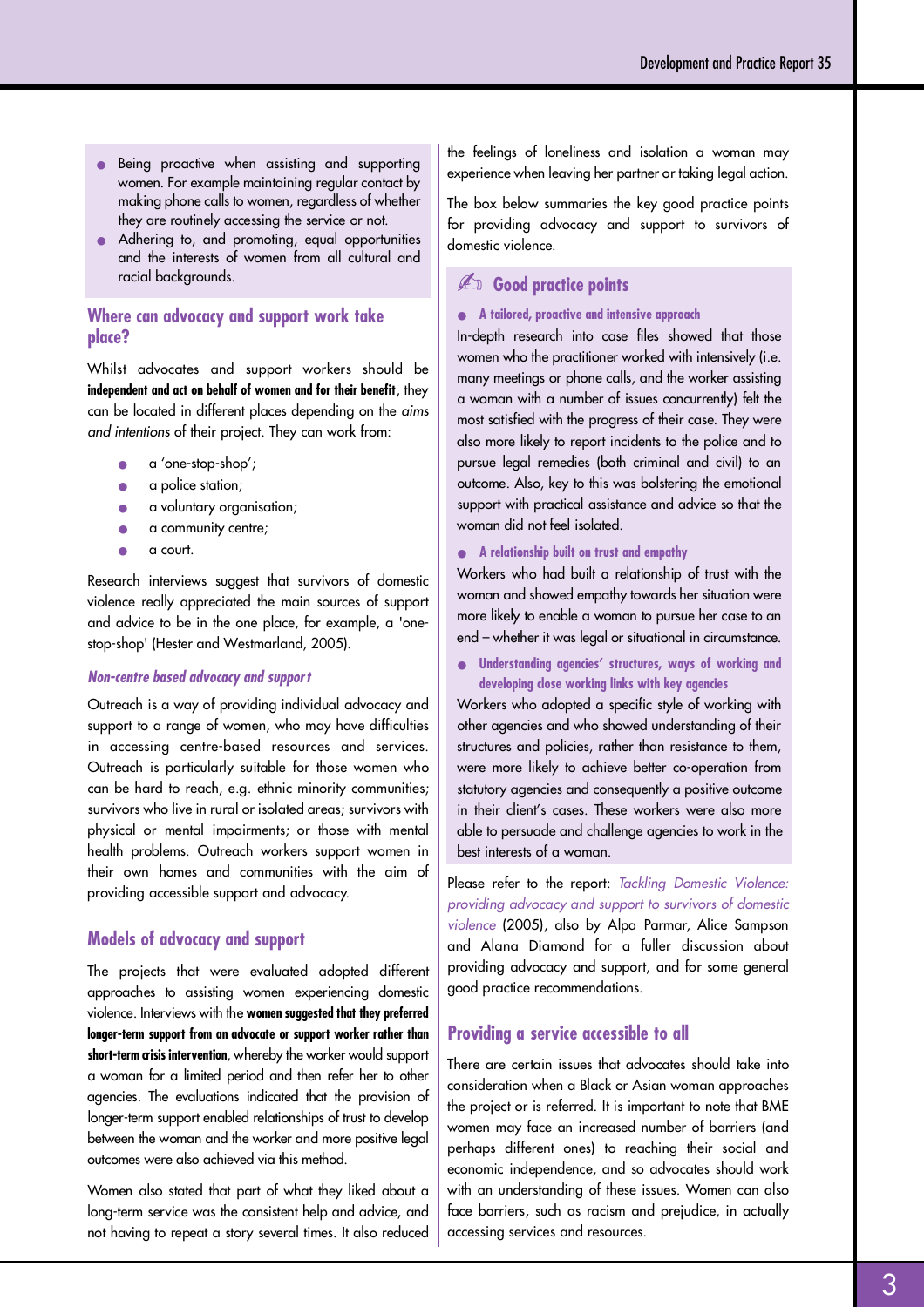- Being proactive when assisting and supporting women. For example maintaining regular contact by making phone calls to women, regardless of whether they are routinely accessing the service or not.
- Adhering to, and promoting, equal opportunities and the interests of women from all cultural and racial backgrounds.

## Where can advocacy and support work take place?

Whilst advocates and support workers should be **independent and act on behalf of women and for their benefit**, they can be located in different places depending on the *aims and intentions* of their project. They can work from:

- a 'one-stop-shop';
- a police station;
- a voluntary organisation;
- a community centre;
- a court.

Research interviews suggest that survivors of domestic violence really appreciated the main sources of support and advice to be in the one place, for example, a 'one-stop-shop' (Hester and Westmarland, 2005).

### *Non-centre based advocacy and support*

Outreach is a way of providing individual advocacy and support to a range of women, who may have difficulties in accessing centre-based resources and services. Outreach is particularly suitable for those women who can be hard to reach, e.g. ethnic minority communities; survivors who live in rural or isolated areas; survivors with physical or mental impairments; or those with mental health problems. Outreach workers support women in their own homes and communities with the aim of providing accessible support and advocacy.

## Models of advocacy and support

The projects that were evaluated adopted different approaches to assisting women experiencing domestic violence. Interviews with the **women suggested that they preferred longer-term support from an advocate or support worker rather than short-term crisis intervention**, whereby the worker would support a woman for a limited period and then refer her to other agencies. The evaluations indicated that the provision of longer-term support enabled relationships of trust to develop between the woman and the worker and more positive legal outcomes were also achieved via this method.

Women also stated that part of what they liked about a long-term service was the consistent help and advice, and not having to repeat a story several times. It also reduced the feelings of loneliness and isolation a woman may experience when leaving her partner or taking legal action.

The box below summaries the key good practice points for providing advocacy and support to survivors of domestic violence.

## Good practice points

- **A tailored, proactive and intensive approach**

In-depth research into case files showed that those women who the practitioner worked with intensively (i.e. many meetings or phone calls, and the worker assisting a woman with a number of issues concurrently) felt the most satisfied with the progress of their case. They were also more likely to report incidents to the police and to pursue legal remedies (both criminal and civil) to an outcome. Also, key to this was bolstering the emotional support with practical assistance and advice so that the woman did not feel isolated.

- **A relationship built on trust and empathy**

Workers who had built a relationship of trust with the woman and showed empathy towards her situation were more likely to enable a woman to pursue her case to an end – whether it was legal or situational in circumstance.

- **Understanding agencies' structures, ways of working and developing close working links with key agencies**

Workers who adopted a specific style of working with other agencies and who showed understanding of their structures and policies, rather than resistance to them, were more likely to achieve better co-operation from statutory agencies and consequently a positive outcome in their client's cases. These workers were also more able to persuade and challenge agencies to work in the best interests of a woman.

Please refer to the report: *Tackling Domestic Violence: providing advocacy and support to survivors of domestic violence* (2005), also by Alpa Parmar, Alice Sampson and Alana Diamond for a fuller discussion about providing advocacy and support, and for some general good practice recommendations.

## Providing a service accessible to all

There are certain issues that advocates should take into consideration when a Black or Asian woman approaches the project or is referred. It is important to note that BME women may face an increased number of barriers (and perhaps different ones) to reaching their social and economic independence, and so advocates should work with an understanding of these issues. Women can also face barriers, such as racism and prejudice, in actually accessing services and resources.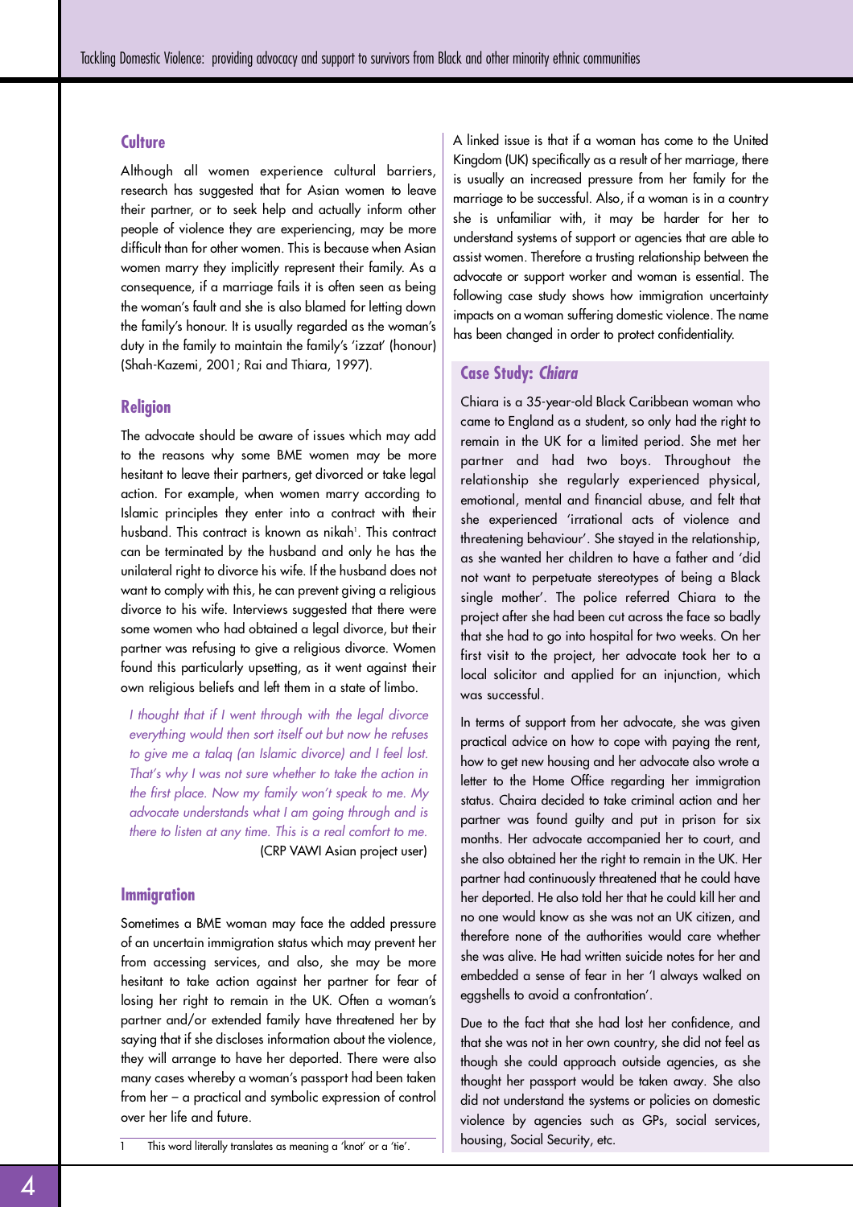## Culture

Although all women experience cultural barriers, research has suggested that for Asian women to leave their partner, or to seek help and actually inform other people of violence they are experiencing, may be more difficult than for other women. This is because when Asian women marry they implicitly represent their family. As a consequence, if a marriage fails it is often seen as being the woman's fault and she is also blamed for letting down the family's honour. It is usually regarded as the woman's duty in the family to maintain the family's 'izzat' (honour) (Shah-Kazemi, 2001; Rai and Thiara, 1997).

## Religion

The advocate should be aware of issues which may add to the reasons why some BME women may be more hesitant to leave their partners, get divorced or take legal action. For example, when women marry according to Islamic principles they enter into a contract with their husband. This contract is known as nikah[1]. This contract can be terminated by the husband and only he has the unilateral right to divorce his wife. If the husband does not want to comply with this, he can prevent giving a religious divorce to his wife. Interviews suggested that there were some women who had obtained a legal divorce, but their partner was refusing to give a religious divorce. Women found this particularly upsetting, as it went against their own religious beliefs and left them in a state of limbo.

> *I thought that if I went through with the legal divorce everything would then sort itself out but now he refuses to give me a talaq (an Islamic divorce) and I feel lost. That's why I was not sure whether to take the action in the first place. Now my family won't speak to me. My advocate understands what I am going through and is there to listen at any time. This is a real comfort to me.*
>
> (CRP VAWI Asian project user)

## Immigration

Sometimes a BME woman may face the added pressure of an uncertain immigration status which may prevent her from accessing services, and also, she may be more hesitant to take action against her partner for fear of losing her right to remain in the UK. Often a woman's partner and/or extended family have threatened her by saying that if she discloses information about the violence, they will arrange to have her deported. There were also many cases whereby a woman's passport had been taken from her – a practical and symbolic expression of control over her life and future.

A linked issue is that if a woman has come to the United Kingdom (UK) specifically as a result of her marriage, there is usually an increased pressure from her family for the marriage to be successful. Also, if a woman is in a country she is unfamiliar with, it may be harder for her to understand systems of support or agencies that are able to assist women. Therefore a trusting relationship between the advocate or support worker and woman is essential. The following case study shows how immigration uncertainty impacts on a woman suffering domestic violence. The name has been changed in order to protect confidentiality.

### Case Study: *Chiara*

Chiara is a 35-year-old Black Caribbean woman who came to England as a student, so only had the right to remain in the UK for a limited period. She met her partner and had two boys. Throughout the relationship she regularly experienced physical, emotional, mental and financial abuse, and felt that she experienced 'irrational acts of violence and threatening behaviour'. She stayed in the relationship, as she wanted her children to have a father and 'did not want to perpetuate stereotypes of being a Black single mother'. The police referred Chiara to the project after she had been cut across the face so badly that she had to go into hospital for two weeks. On her first visit to the project, her advocate took her to a local solicitor and applied for an injunction, which was successful.

In terms of support from her advocate, she was given practical advice on how to cope with paying the rent, how to get new housing and her advocate also wrote a letter to the Home Office regarding her immigration status. Chaira decided to take criminal action and her partner was found guilty and put in prison for six months. Her advocate accompanied her to court, and she also obtained her the right to remain in the UK. Her partner had continuously threatened that he could have her deported. He also told her that he could kill her and no one would know as she was not an UK citizen, and therefore none of the authorities would care whether she was alive. He had written suicide notes for her and embedded a sense of fear in her 'I always walked on eggshells to avoid a confrontation'.

Due to the fact that she had lost her confidence, and that she was not in her own country, she did not feel as though she could approach outside agencies, as she thought her passport would be taken away. She also did not understand the systems or policies on domestic violence by agencies such as GPs, social services, housing, Social Security, etc.

---

1 This word literally translates as meaning a 'knot' or a 'tie'.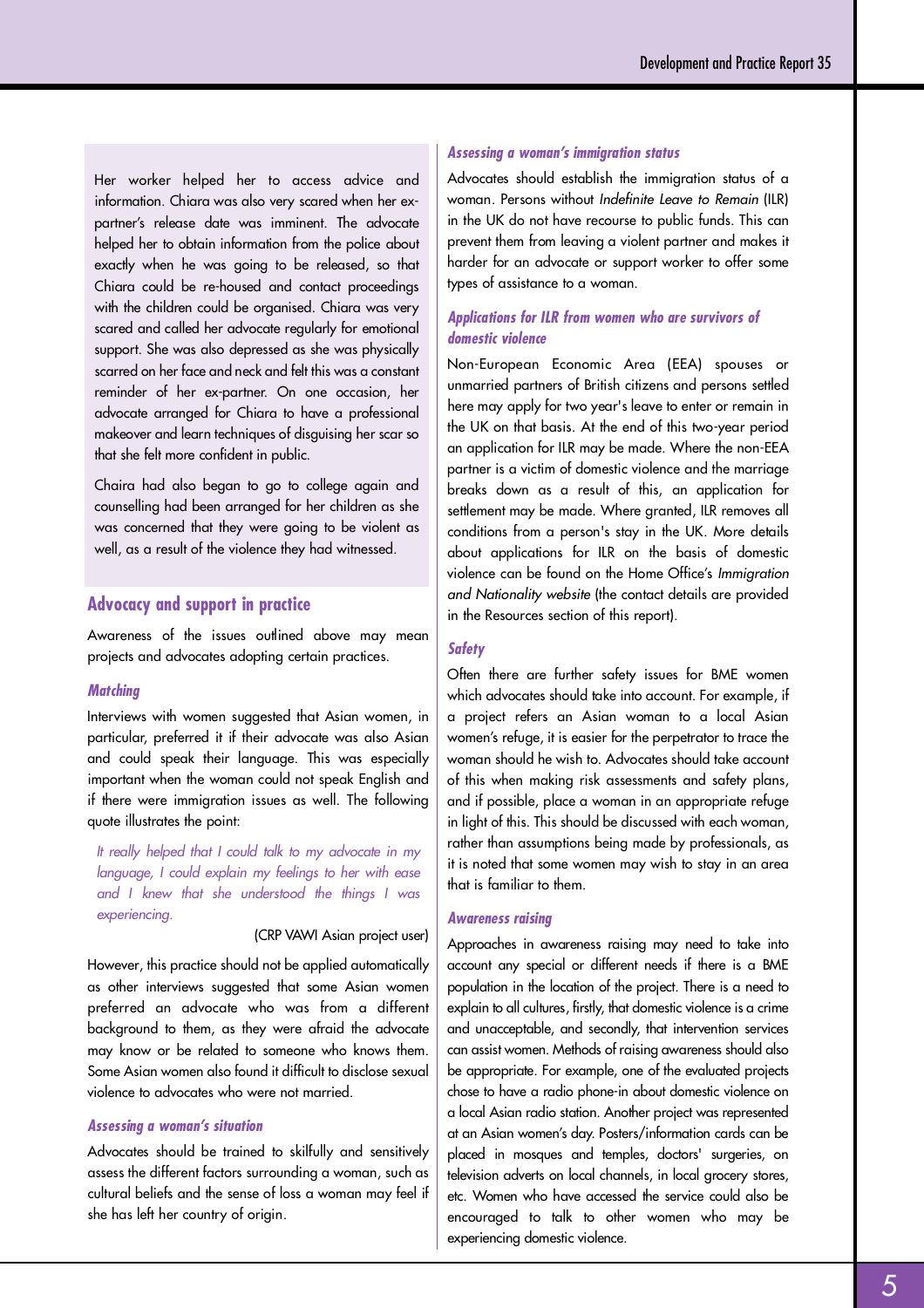Her worker helped her to access advice and information. Chiara was also very scared when her ex-partner's release date was imminent. The advocate helped her to obtain information from the police about exactly when he was going to be released, so that Chiara could be re-housed and contact proceedings with the children could be organised. Chiara was very scared and called her advocate regularly for emotional support. She was also depressed as she was physically scarred on her face and neck and felt this was a constant reminder of her ex-partner. On one occasion, her advocate arranged for Chiara to have a professional makeover and learn techniques of disguising her scar so that she felt more confident in public.

Chaira had also began to go to college again and counselling had been arranged for her children as she was concerned that they were going to be violent as well, as a result of the violence they had witnessed.

## Advocacy and support in practice

Awareness of the issues outlined above may mean projects and advocates adopting certain practices.

### Matching

Interviews with women suggested that Asian women, in particular, preferred it if their advocate was also Asian and could speak their language. This was especially important when the woman could not speak English and if there were immigration issues as well. The following quote illustrates the point:

> *It really helped that I could talk to my advocate in my language, I could explain my feelings to her with ease and I knew that she understood the things I was experiencing.*
>
> (CRP VAWI Asian project user)

However, this practice should not be applied automatically as other interviews suggested that some Asian women preferred an advocate who was from a different background to them, as they were afraid the advocate may know or be related to someone who knows them. Some Asian women also found it difficult to disclose sexual violence to advocates who were not married.

### Assessing a woman's situation

Advocates should be trained to skilfully and sensitively assess the different factors surrounding a woman, such as cultural beliefs and the sense of loss a woman may feel if she has left her country of origin.

### Assessing a woman's immigration status

Advocates should establish the immigration status of a woman. Persons without *Indefinite Leave to Remain* (ILR) in the UK do not have recourse to public funds. This can prevent them from leaving a violent partner and makes it harder for an advocate or support worker to offer some types of assistance to a woman.

### Applications for ILR from women who are survivors of domestic violence

Non-European Economic Area (EEA) spouses or unmarried partners of British citizens and persons settled here may apply for two year's leave to enter or remain in the UK on that basis. At the end of this two-year period an application for ILR may be made. Where the non-EEA partner is a victim of domestic violence and the marriage breaks down as a result of this, an application for settlement may be made. Where granted, ILR removes all conditions from a person's stay in the UK. More details about applications for ILR on the basis of domestic violence can be found on the Home Office's *Immigration and Nationality website* (the contact details are provided in the Resources section of this report).

### Safety

Often there are further safety issues for BME women which advocates should take into account. For example, if a project refers an Asian woman to a local Asian women's refuge, it is easier for the perpetrator to trace the woman should he wish to. Advocates should take account of this when making risk assessments and safety plans, and if possible, place a woman in an appropriate refuge in light of this. This should be discussed with each woman, rather than assumptions being made by professionals, as it is noted that some women may wish to stay in an area that is familiar to them.

### Awareness raising

Approaches in awareness raising may need to take into account any special or different needs if there is a BME population in the location of the project. There is a need to explain to all cultures, firstly, that domestic violence is a crime and unacceptable, and secondly, that intervention services can assist women. Methods of raising awareness should also be appropriate. For example, one of the evaluated projects chose to have a radio phone-in about domestic violence on a local Asian radio station. Another project was represented at an Asian women's day. Posters/information cards can be placed in mosques and temples, doctors' surgeries, on television adverts on local channels, in local grocery stores, etc. Women who have accessed the service could also be encouraged to talk to other women who may be experiencing domestic violence.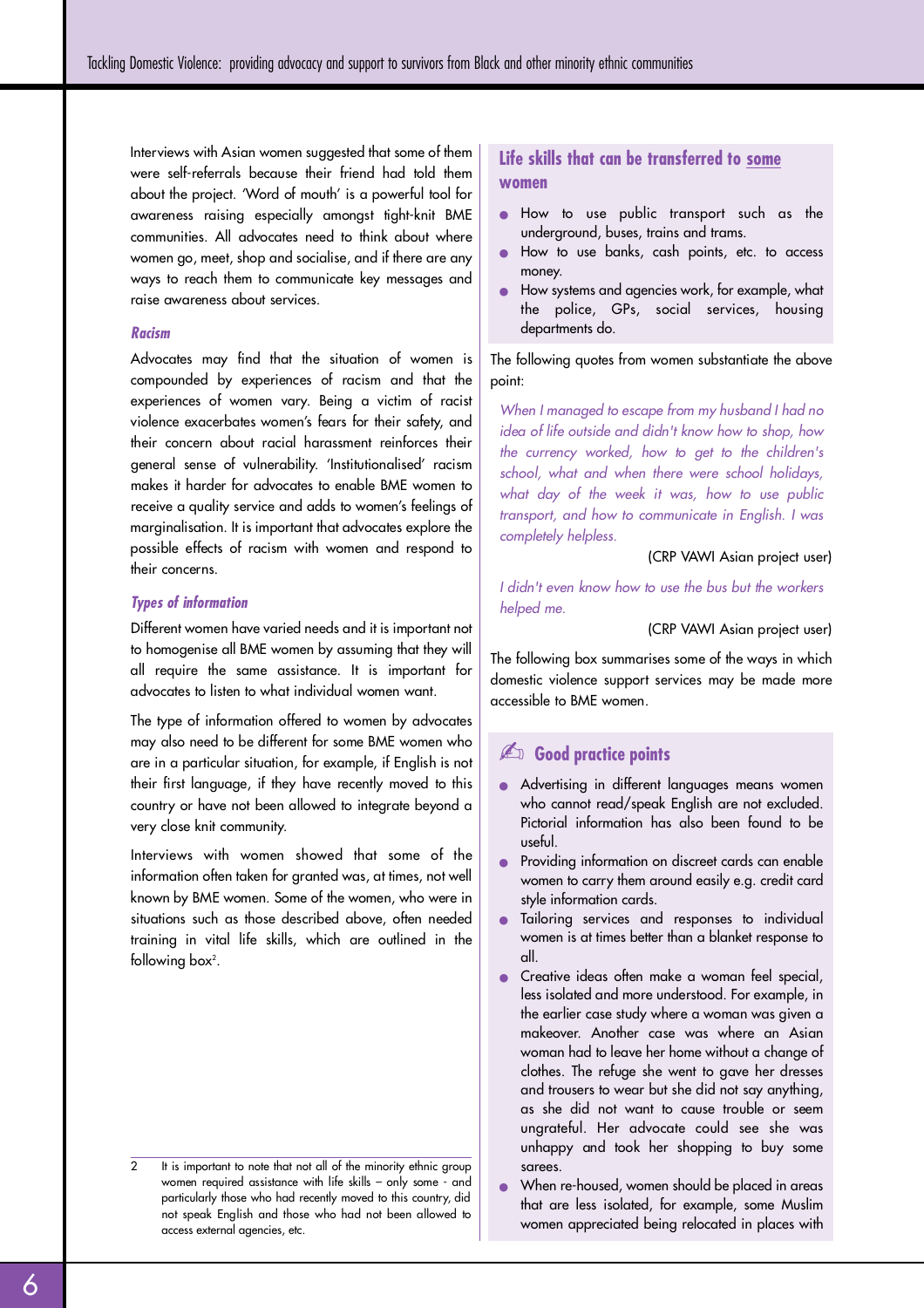Interviews with Asian women suggested that some of them were self-referrals because their friend had told them about the project. 'Word of mouth' is a powerful tool for awareness raising especially amongst tight-knit BME communities. All advocates need to think about where women go, meet, shop and socialise, and if there are any ways to reach them to communicate key messages and raise awareness about services.

### *Racism*

Advocates may find that the situation of women is compounded by experiences of racism and that the experiences of women vary. Being a victim of racist violence exacerbates women's fears for their safety, and their concern about racial harassment reinforces their general sense of vulnerability. 'Institutionalised' racism makes it harder for advocates to enable BME women to receive a quality service and adds to women's feelings of marginalisation. It is important that advocates explore the possible effects of racism with women and respond to their concerns.

### *Types of information*

Different women have varied needs and it is important not to homogenise all BME women by assuming that they will all require the same assistance. It is important for advocates to listen to what individual women want.

The type of information offered to women by advocates may also need to be different for some BME women who are in a particular situation, for example, if English is not their first language, if they have recently moved to this country or have not been allowed to integrate beyond a very close knit community.

Interviews with women showed that some of the information often taken for granted was, at times, not well known by BME women. Some of the women, who were in situations such as those described above, often needed training in vital life skills, which are outlined in the following box[2].

### Life skills that can be transferred to some women

- How to use public transport such as the underground, buses, trains and trams.
- How to use banks, cash points, etc. to access money.
- How systems and agencies work, for example, what the police, GPs, social services, housing departments do.

The following quotes from women substantiate the above point:

*When I managed to escape from my husband I had no idea of life outside and didn't know how to shop, how the currency worked, how to get to the children's school, what and when there were school holidays, what day of the week it was, how to use public transport, and how to communicate in English. I was completely helpless.*

(CRP VAWI Asian project user)

*I didn't even know how to use the bus but the workers helped me.*

(CRP VAWI Asian project user)

The following box summarises some of the ways in which domestic violence support services may be made more accessible to BME women.

### ✍ Good practice points

- Advertising in different languages means women who cannot read/speak English are not excluded. Pictorial information has also been found to be useful.
- Providing information on discreet cards can enable women to carry them around easily e.g. credit card style information cards.
- Tailoring services and responses to individual women is at times better than a blanket response to all.
- Creative ideas often make a woman feel special, less isolated and more understood. For example, in the earlier case study where a woman was given a makeover. Another case was where an Asian woman had to leave her home without a change of clothes. The refuge she went to gave her dresses and trousers to wear but she did not say anything, as she did not want to cause trouble or seem ungrateful. Her advocate could see she was unhappy and took her shopping to buy some sarees.
- When re-housed, women should be placed in areas that are less isolated, for example, some Muslim women appreciated being relocated in places with

---

2 It is important to note that not all of the minority ethnic group women required assistance with life skills – only some - and particularly those who had recently moved to this country, did not speak English and those who had not been allowed to access external agencies, etc.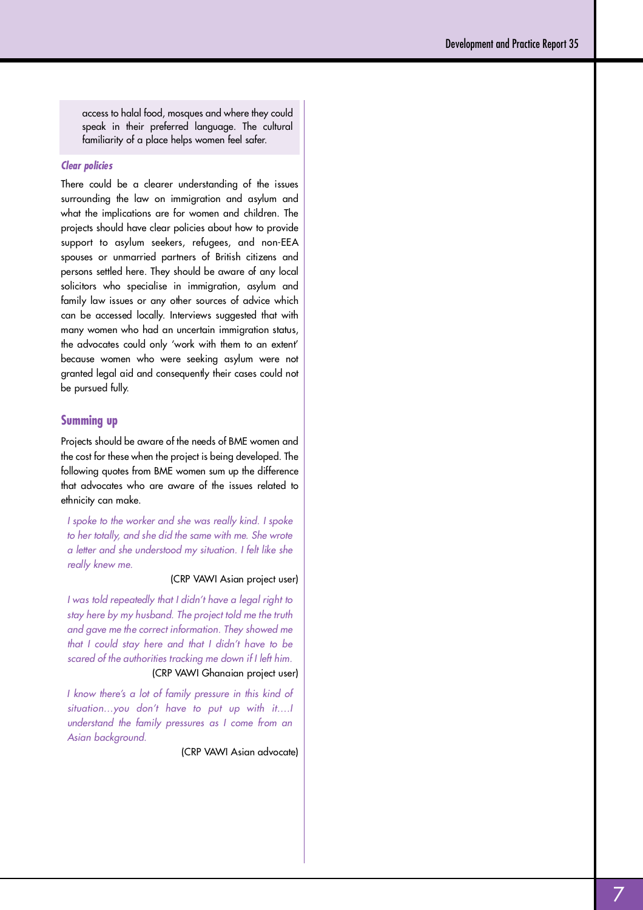access to halal food, mosques and where they could speak in their preferred language. The cultural familiarity of a place helps women feel safer.

***Clear policies***

There could be a clearer understanding of the issues surrounding the law on immigration and asylum and what the implications are for women and children. The projects should have clear policies about how to provide support to asylum seekers, refugees, and non-EEA spouses or unmarried partners of British citizens and persons settled here. They should be aware of any local solicitors who specialise in immigration, asylum and family law issues or any other sources of advice which can be accessed locally. Interviews suggested that with many women who had an uncertain immigration status, the advocates could only 'work with them to an extent' because women who were seeking asylum were not granted legal aid and consequently their cases could not be pursued fully.

## Summing up

Projects should be aware of the needs of BME women and the cost for these when the project is being developed. The following quotes from BME women sum up the difference that advocates who are aware of the issues related to ethnicity can make.

> *I spoke to the worker and she was really kind. I spoke to her totally, and she did the same with me. She wrote a letter and she understood my situation. I felt like she really knew me.*
>
> (CRP VAWI Asian project user)

> *I was told repeatedly that I didn't have a legal right to stay here by my husband. The project told me the truth and gave me the correct information. They showed me that I could stay here and that I didn't have to be scared of the authorities tracking me down if I left him.*
>
> (CRP VAWI Ghanaian project user)

> *I know there's a lot of family pressure in this kind of situation…you don't have to put up with it….I understand the family pressures as I come from an Asian background.*
>
> (CRP VAWI Asian advocate)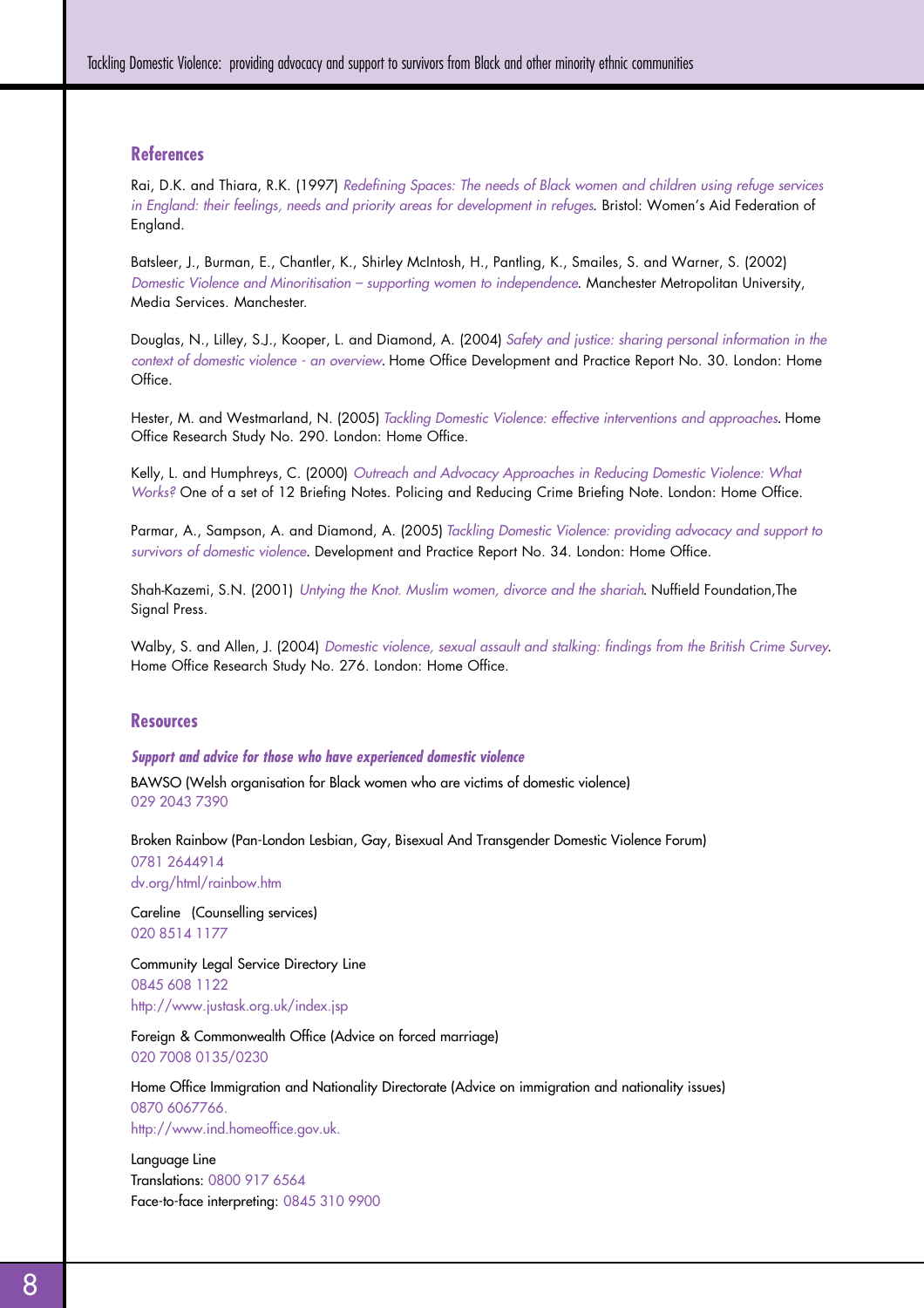## References

Rai, D.K. and Thiara, R.K. (1997) *Redefining Spaces: The needs of Black women and children using refuge services in England: their feelings, needs and priority areas for development in refuges*. Bristol: Women's Aid Federation of England.

Batsleer, J., Burman, E., Chantler, K., Shirley McIntosh, H., Pantling, K., Smailes, S. and Warner, S. (2002) *Domestic Violence and Minoritisation – supporting women to independence*. Manchester Metropolitan University, Media Services. Manchester.

Douglas, N., Lilley, S.J., Kooper, L. and Diamond, A. (2004) *Safety and justice: sharing personal information in the context of domestic violence - an overview*. Home Office Development and Practice Report No. 30. London: Home Office.

Hester, M. and Westmarland, N. (2005) *Tackling Domestic Violence: effective interventions and approaches*. Home Office Research Study No. 290. London: Home Office.

Kelly, L. and Humphreys, C. (2000) *Outreach and Advocacy Approaches in Reducing Domestic Violence: What Works?* One of a set of 12 Briefing Notes. Policing and Reducing Crime Briefing Note. London: Home Office.

Parmar, A., Sampson, A. and Diamond, A. (2005) *Tackling Domestic Violence: providing advocacy and support to survivors of domestic violence*. Development and Practice Report No. 34. London: Home Office.

Shah-Kazemi, S.N. (2001) *Untying the Knot. Muslim women, divorce and the shariah*. Nuffield Foundation,The Signal Press.

Walby, S. and Allen, J. (2004) *Domestic violence, sexual assault and stalking: findings from the British Crime Survey*. Home Office Research Study No. 276. London: Home Office.

## Resources

***Support and advice for those who have experienced domestic violence***

BAWSO (Welsh organisation for Black women who are victims of domestic violence)
029 2043 7390

Broken Rainbow (Pan-London Lesbian, Gay, Bisexual And Transgender Domestic Violence Forum)
0781 2644914
dv.org/html/rainbow.htm

Careline (Counselling services)
020 8514 1177

Community Legal Service Directory Line
0845 608 1122
http://www.justask.org.uk/index.jsp

Foreign & Commonwealth Office (Advice on forced marriage)
020 7008 0135/0230

Home Office Immigration and Nationality Directorate (Advice on immigration and nationality issues)
0870 6067766.
http://www.ind.homeoffice.gov.uk.

Language Line
Translations: 0800 917 6564
Face-to-face interpreting: 0845 310 9900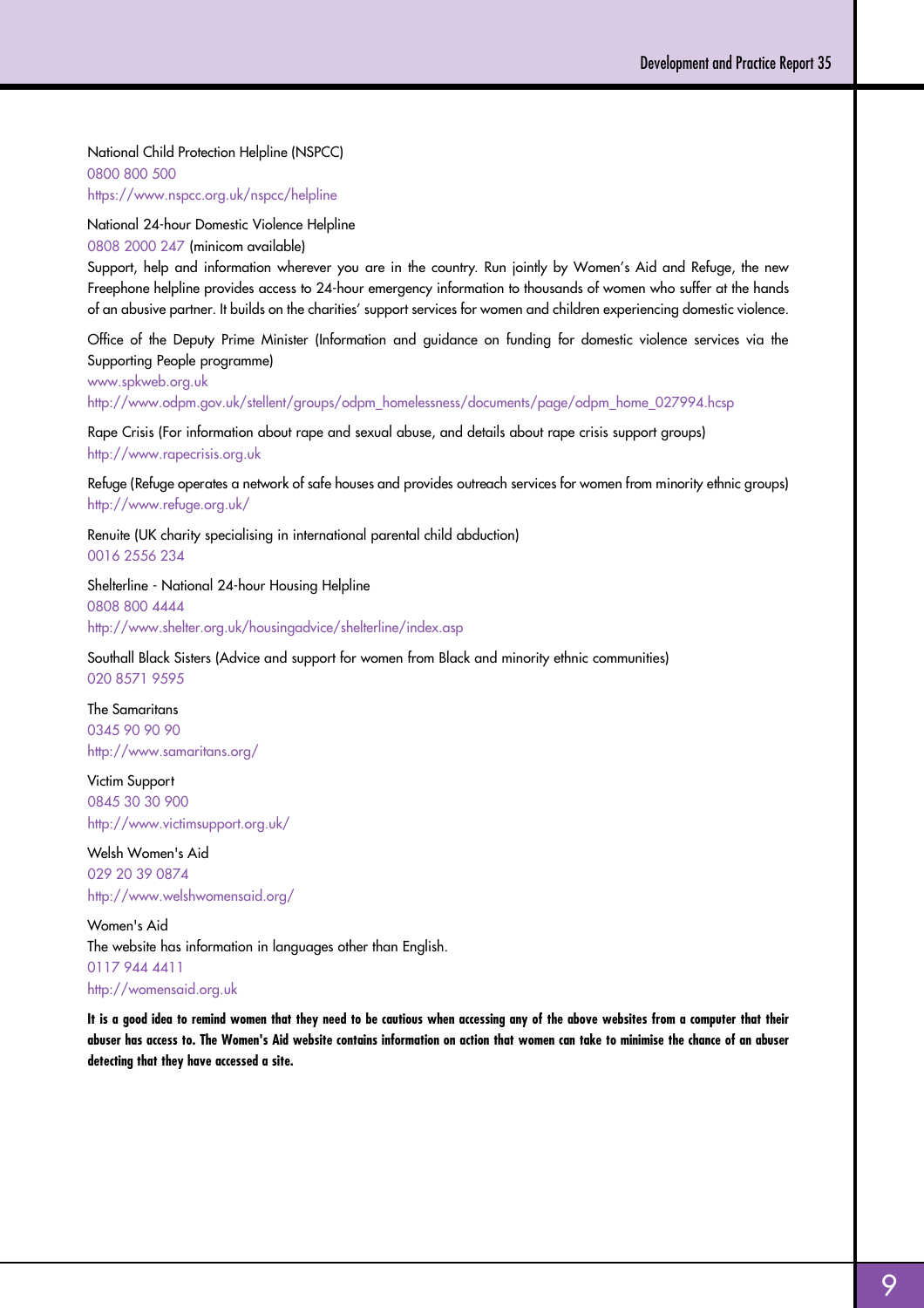National Child Protection Helpline (NSPCC)
0800 800 500
https://www.nspcc.org.uk/nspcc/helpline

National 24-hour Domestic Violence Helpline
0808 2000 247 (minicom available)
Support, help and information wherever you are in the country. Run jointly by Women's Aid and Refuge, the new Freephone helpline provides access to 24-hour emergency information to thousands of women who suffer at the hands of an abusive partner. It builds on the charities' support services for women and children experiencing domestic violence.

Office of the Deputy Prime Minister (Information and guidance on funding for domestic violence services via the Supporting People programme)
www.spkweb.org.uk
http://www.odpm.gov.uk/stellent/groups/odpm_homelessness/documents/page/odpm_home_027994.hcsp

Rape Crisis (For information about rape and sexual abuse, and details about rape crisis support groups)
http://www.rapecrisis.org.uk

Refuge (Refuge operates a network of safe houses and provides outreach services for women from minority ethnic groups)
http://www.refuge.org.uk/

Renuite (UK charity specialising in international parental child abduction)
0016 2556 234

Shelterline - National 24-hour Housing Helpline
0808 800 4444
http://www.shelter.org.uk/housingadvice/shelterline/index.asp

Southall Black Sisters (Advice and support for women from Black and minority ethnic communities)
020 8571 9595

The Samaritans
0345 90 90 90
http://www.samaritans.org/

Victim Support
0845 30 30 900
http://www.victimsupport.org.uk/

Welsh Women's Aid
029 20 39 0874
http://www.welshwomensaid.org/

Women's Aid
The website has information in languages other than English.
0117 944 4411
http://womensaid.org.uk

**It is a good idea to remind women that they need to be cautious when accessing any of the above websites from a computer that their abuser has access to. The Women's Aid website contains information on action that women can take to minimise the chance of an abuser detecting that they have accessed a site.**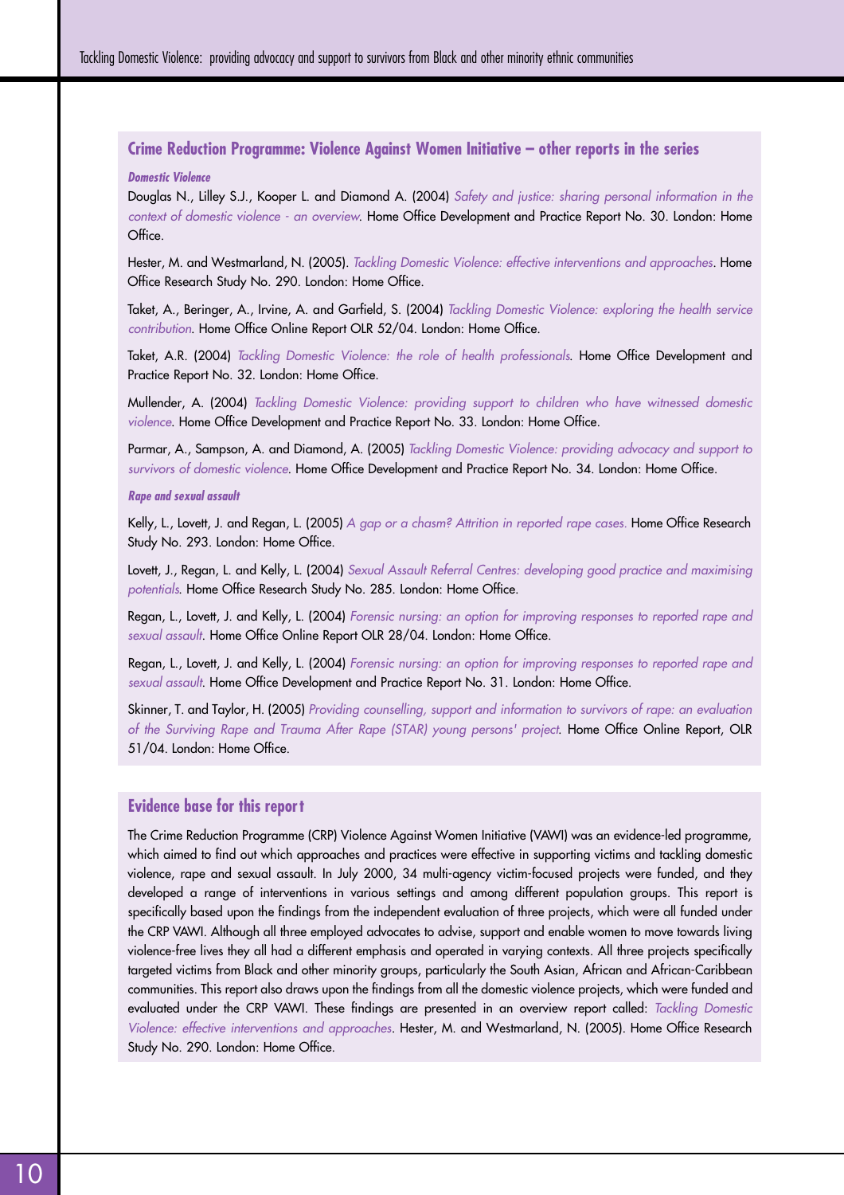## Crime Reduction Programme: Violence Against Women Initiative – other reports in the series

### *Domestic Violence*

Douglas N., Lilley S.J., Kooper L. and Diamond A. (2004) *Safety and justice: sharing personal information in the context of domestic violence - an overview*. Home Office Development and Practice Report No. 30. London: Home Office.

Hester, M. and Westmarland, N. (2005). *Tackling Domestic Violence: effective interventions and approaches*. Home Office Research Study No. 290. London: Home Office.

Taket, A., Beringer, A., Irvine, A. and Garfield, S. (2004) *Tackling Domestic Violence: exploring the health service contribution*. Home Office Online Report OLR 52/04. London: Home Office.

Taket, A.R. (2004) *Tackling Domestic Violence: the role of health professionals*. Home Office Development and Practice Report No. 32. London: Home Office.

Mullender, A. (2004) *Tackling Domestic Violence: providing support to children who have witnessed domestic violence*. Home Office Development and Practice Report No. 33. London: Home Office.

Parmar, A., Sampson, A. and Diamond, A. (2005) *Tackling Domestic Violence: providing advocacy and support to survivors of domestic violence*. Home Office Development and Practice Report No. 34. London: Home Office.

### *Rape and sexual assault*

Kelly, L., Lovett, J. and Regan, L. (2005) *A gap or a chasm? Attrition in reported rape cases.* Home Office Research Study No. 293. London: Home Office.

Lovett, J., Regan, L. and Kelly, L. (2004) *Sexual Assault Referral Centres: developing good practice and maximising potentials*. Home Office Research Study No. 285. London: Home Office.

Regan, L., Lovett, J. and Kelly, L. (2004) *Forensic nursing: an option for improving responses to reported rape and sexual assault*. Home Office Online Report OLR 28/04. London: Home Office.

Regan, L., Lovett, J. and Kelly, L. (2004) *Forensic nursing: an option for improving responses to reported rape and sexual assault*. Home Office Development and Practice Report No. 31. London: Home Office.

Skinner, T. and Taylor, H. (2005) *Providing counselling, support and information to survivors of rape: an evaluation of the Surviving Rape and Trauma After Rape (STAR) young persons' project*. Home Office Online Report, OLR 51/04. London: Home Office.

## Evidence base for this report

The Crime Reduction Programme (CRP) Violence Against Women Initiative (VAWI) was an evidence-led programme, which aimed to find out which approaches and practices were effective in supporting victims and tackling domestic violence, rape and sexual assault. In July 2000, 34 multi-agency victim-focused projects were funded, and they developed a range of interventions in various settings and among different population groups. This report is specifically based upon the findings from the independent evaluation of three projects, which were all funded under the CRP VAWI. Although all three employed advocates to advise, support and enable women to move towards living violence-free lives they all had a different emphasis and operated in varying contexts. All three projects specifically targeted victims from Black and other minority groups, particularly the South Asian, African and African-Caribbean communities. This report also draws upon the findings from all the domestic violence projects, which were funded and evaluated under the CRP VAWI. These findings are presented in an overview report called: *Tackling Domestic Violence: effective interventions and approaches*. Hester, M. and Westmarland, N. (2005). Home Office Research Study No. 290. London: Home Office.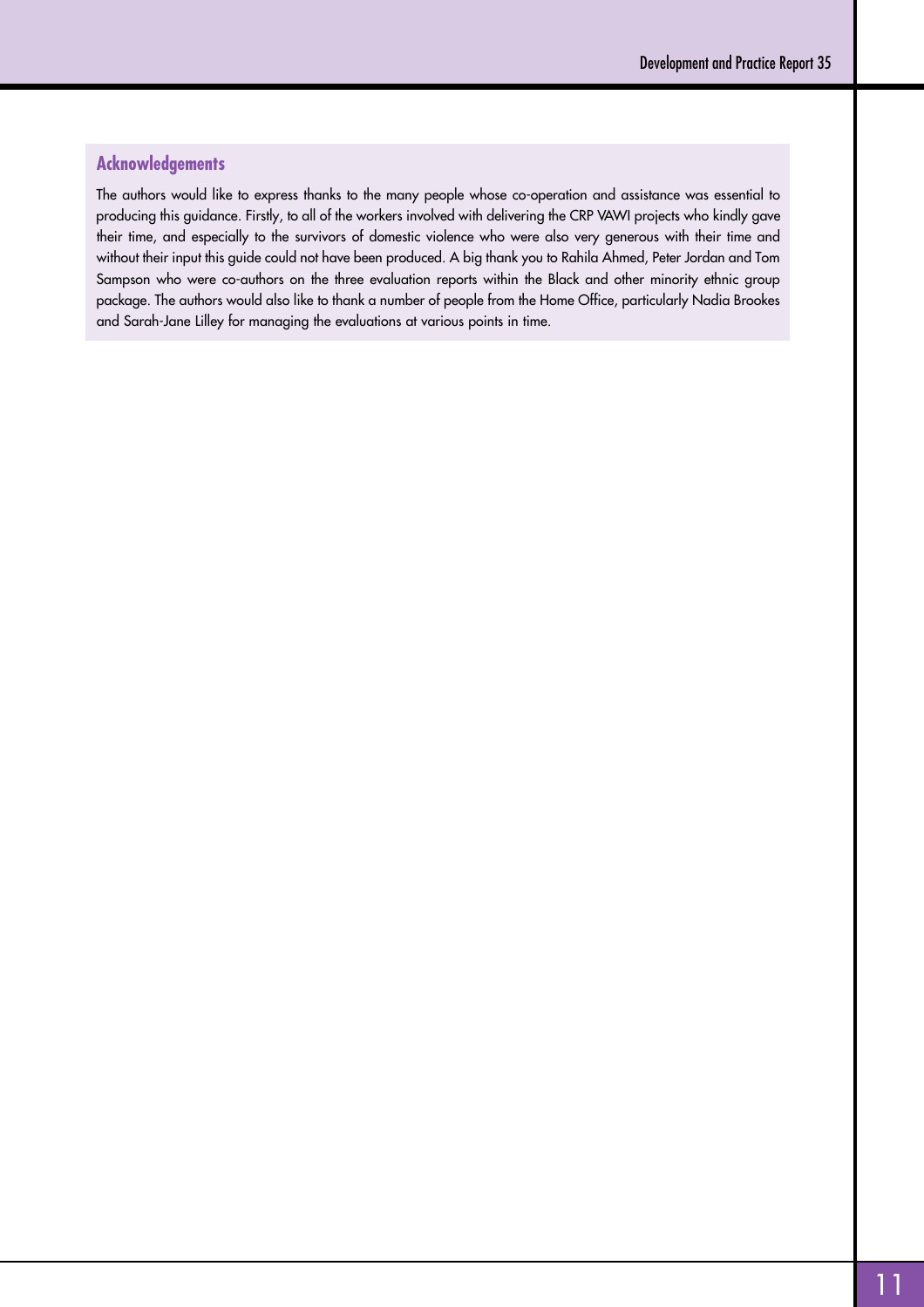## Acknowledgements

The authors would like to express thanks to the many people whose co-operation and assistance was essential to producing this guidance. Firstly, to all of the workers involved with delivering the CRP VAWI projects who kindly gave their time, and especially to the survivors of domestic violence who were also very generous with their time and without their input this guide could not have been produced. A big thank you to Rahila Ahmed, Peter Jordan and Tom Sampson who were co-authors on the three evaluation reports within the Black and other minority ethnic group package. The authors would also like to thank a number of people from the Home Office, particularly Nadia Brookes and Sarah-Jane Lilley for managing the evaluations at various points in time.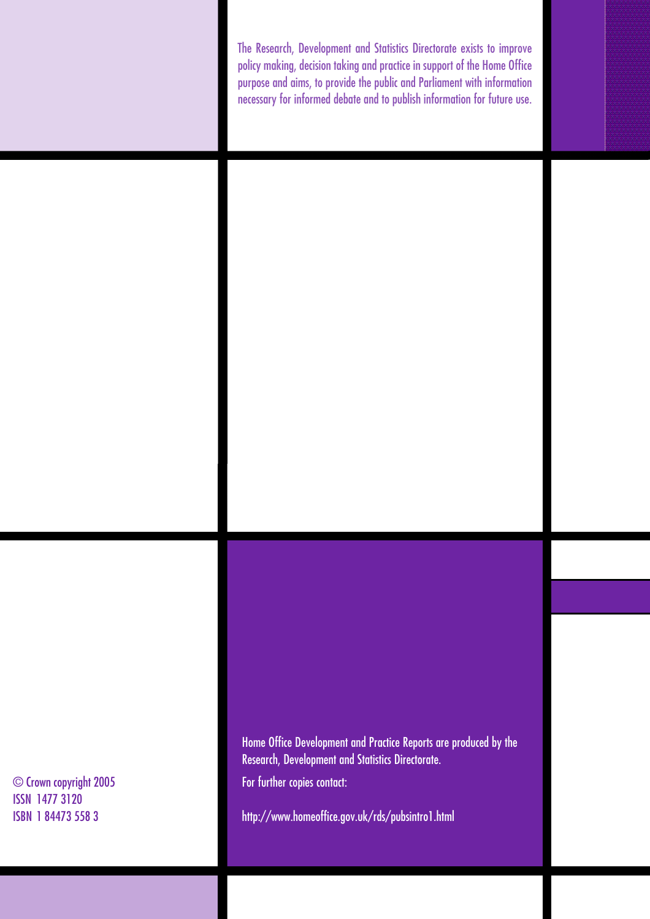The Research, Development and Statistics Directorate exists to improve policy making, decision taking and practice in support of the Home Office purpose and aims, to provide the public and Parliament with information necessary for informed debate and to publish information for future use.

Home Office Development and Practice Reports are produced by the Research, Development and Statistics Directorate.

For further copies contact:

http://www.homeoffice.gov.uk/rds/pubsintro1.html

© Crown copyright 2005
ISSN 1477 3120
ISBN 1 84473 558 3